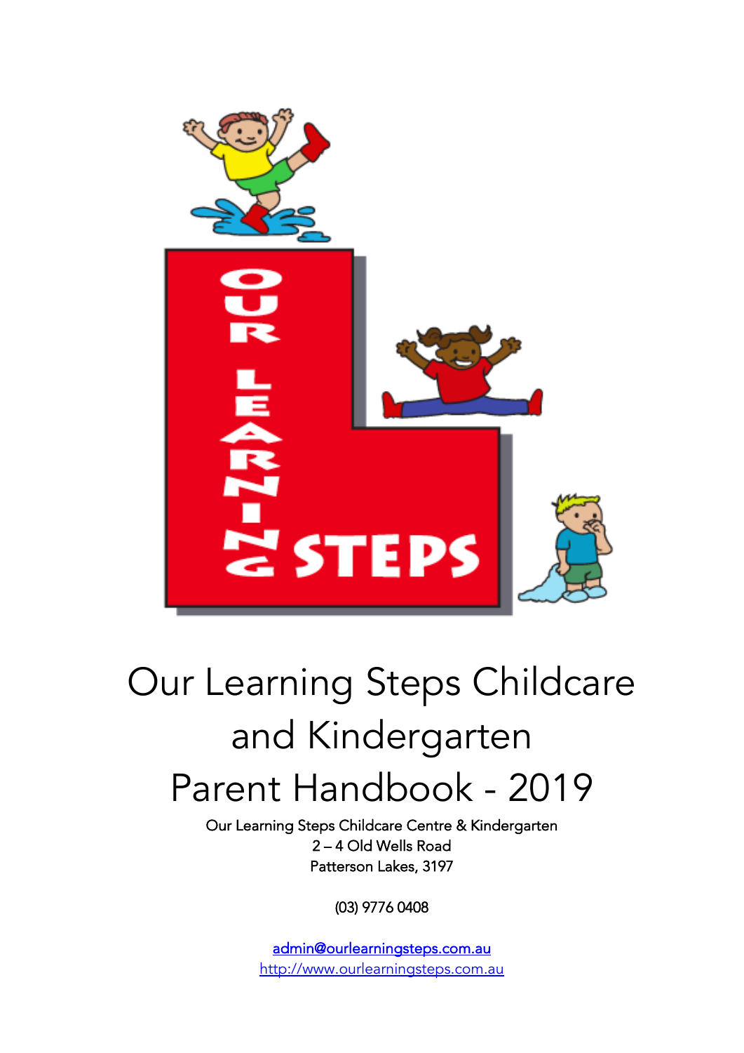# Our Learning Steps Childcare and Kindergarten Parent Handbook - 2019

Our Learning Steps Childcare Centre & Kindergarten
2 – 4 Old Wells Road
Patterson Lakes, 3197

(03) 9776 0408

admin@ourlearningsteps.com.au
http://www.ourlearningsteps.com.au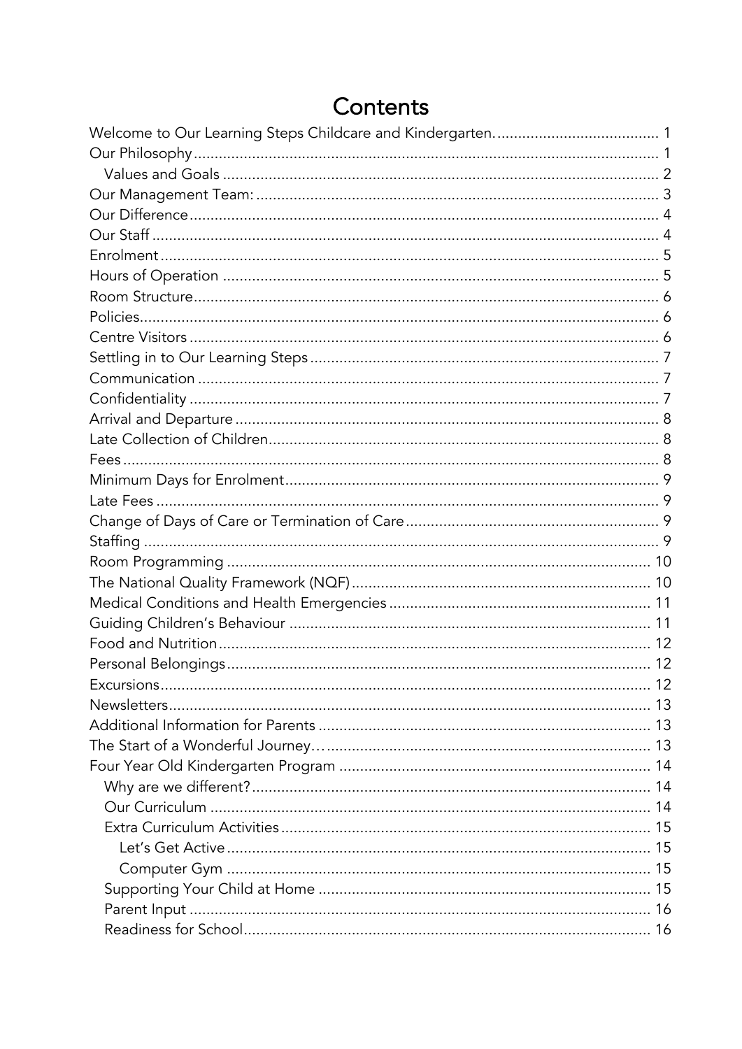# Contents

- Welcome to Our Learning Steps Childcare and Kindergarten. 1
- Our Philosophy 1
  - Values and Goals 2
- Our Management Team: 3
- Our Difference 4
- Our Staff 4
- Enrolment 5
- Hours of Operation 5
- Room Structure 6
- Policies 6
- Centre Visitors 6
- Settling in to Our Learning Steps 7
- Communication 7
- Confidentiality 7
- Arrival and Departure 8
- Late Collection of Children 8
- Fees 8
- Minimum Days for Enrolment 9
- Late Fees 9
- Change of Days of Care or Termination of Care 9
- Staffing 9
- Room Programming 10
- The National Quality Framework (NQF) 10
- Medical Conditions and Health Emergencies 11
- Guiding Children's Behaviour 11
- Food and Nutrition 12
- Personal Belongings 12
- Excursions 12
- Newsletters 13
- Additional Information for Parents 13
- The Start of a Wonderful Journey… 13
- Four Year Old Kindergarten Program 14
  - Why are we different? 14
  - Our Curriculum 14
  - Extra Curriculum Activities 15
    - Let's Get Active 15
    - Computer Gym 15
  - Supporting Your Child at Home 15
  - Parent Input 16
  - Readiness for School 16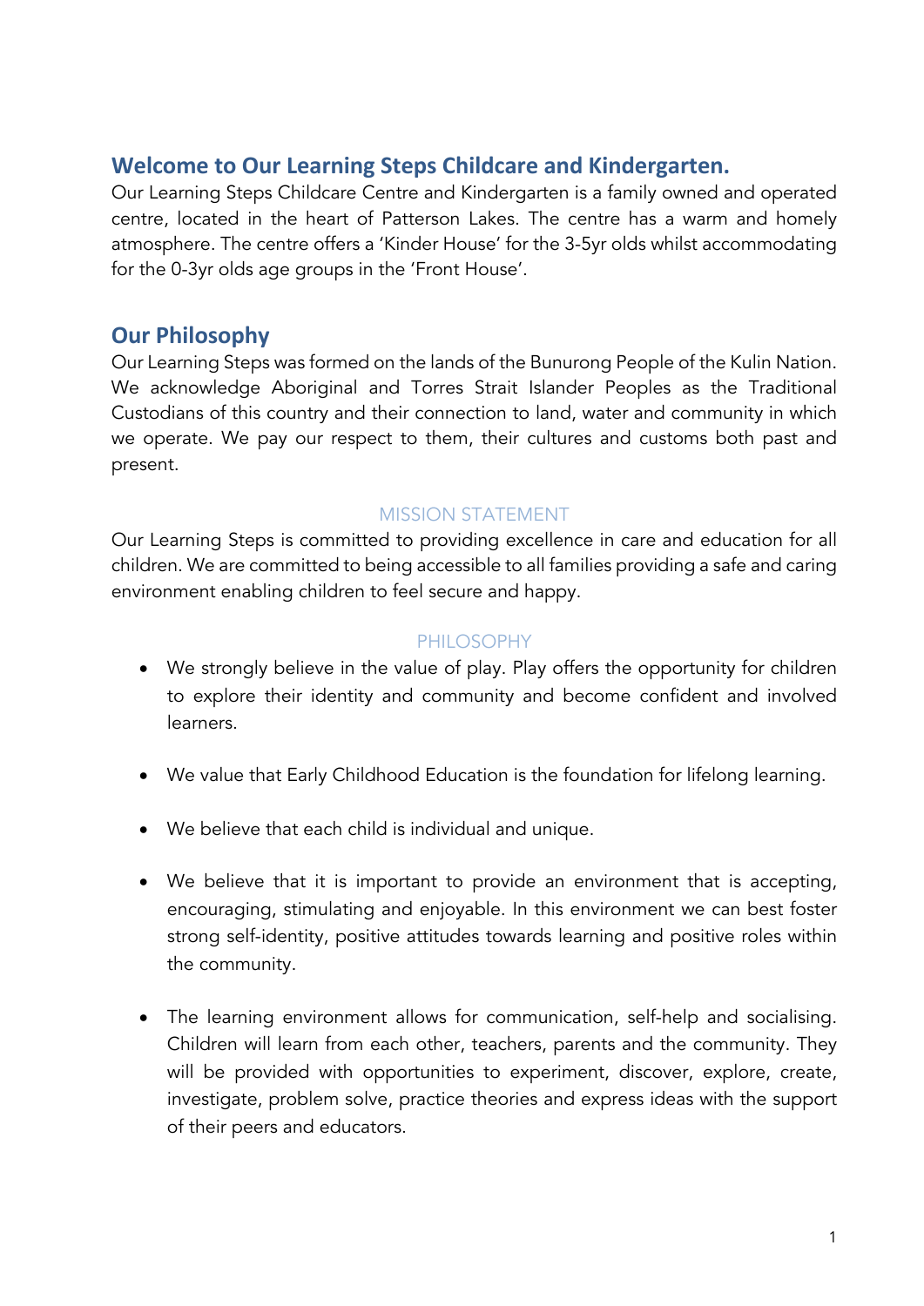## Welcome to Our Learning Steps Childcare and Kindergarten.

Our Learning Steps Childcare Centre and Kindergarten is a family owned and operated centre, located in the heart of Patterson Lakes. The centre has a warm and homely atmosphere. The centre offers a 'Kinder House' for the 3-5yr olds whilst accommodating for the 0-3yr olds age groups in the 'Front House'.

## Our Philosophy

Our Learning Steps was formed on the lands of the Bunurong People of the Kulin Nation. We acknowledge Aboriginal and Torres Strait Islander Peoples as the Traditional Custodians of this country and their connection to land, water and community in which we operate. We pay our respect to them, their cultures and customs both past and present.

### MISSION STATEMENT

Our Learning Steps is committed to providing excellence in care and education for all children. We are committed to being accessible to all families providing a safe and caring environment enabling children to feel secure and happy.

### PHILOSOPHY

- We strongly believe in the value of play. Play offers the opportunity for children to explore their identity and community and become confident and involved learners.
- We value that Early Childhood Education is the foundation for lifelong learning.
- We believe that each child is individual and unique.
- We believe that it is important to provide an environment that is accepting, encouraging, stimulating and enjoyable. In this environment we can best foster strong self-identity, positive attitudes towards learning and positive roles within the community.
- The learning environment allows for communication, self-help and socialising. Children will learn from each other, teachers, parents and the community. They will be provided with opportunities to experiment, discover, explore, create, investigate, problem solve, practice theories and express ideas with the support of their peers and educators.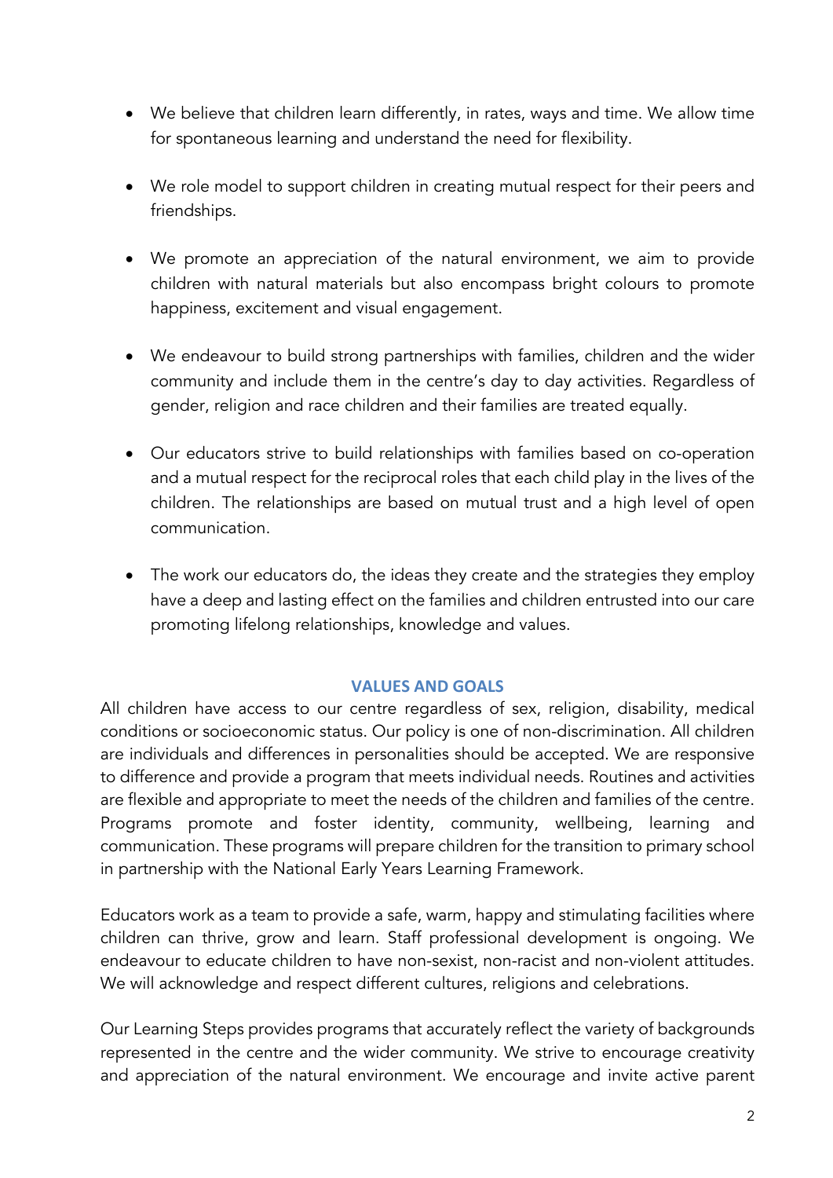- We believe that children learn differently, in rates, ways and time. We allow time for spontaneous learning and understand the need for flexibility.

- We role model to support children in creating mutual respect for their peers and friendships.

- We promote an appreciation of the natural environment, we aim to provide children with natural materials but also encompass bright colours to promote happiness, excitement and visual engagement.

- We endeavour to build strong partnerships with families, children and the wider community and include them in the centre's day to day activities. Regardless of gender, religion and race children and their families are treated equally.

- Our educators strive to build relationships with families based on co-operation and a mutual respect for the reciprocal roles that each child play in the lives of the children. The relationships are based on mutual trust and a high level of open communication.

- The work our educators do, the ideas they create and the strategies they employ have a deep and lasting effect on the families and children entrusted into our care promoting lifelong relationships, knowledge and values.

## VALUES AND GOALS

All children have access to our centre regardless of sex, religion, disability, medical conditions or socioeconomic status. Our policy is one of non-discrimination. All children are individuals and differences in personalities should be accepted. We are responsive to difference and provide a program that meets individual needs. Routines and activities are flexible and appropriate to meet the needs of the children and families of the centre. Programs promote and foster identity, community, wellbeing, learning and communication. These programs will prepare children for the transition to primary school in partnership with the National Early Years Learning Framework.

Educators work as a team to provide a safe, warm, happy and stimulating facilities where children can thrive, grow and learn. Staff professional development is ongoing. We endeavour to educate children to have non-sexist, non-racist and non-violent attitudes. We will acknowledge and respect different cultures, religions and celebrations.

Our Learning Steps provides programs that accurately reflect the variety of backgrounds represented in the centre and the wider community. We strive to encourage creativity and appreciation of the natural environment. We encourage and invite active parent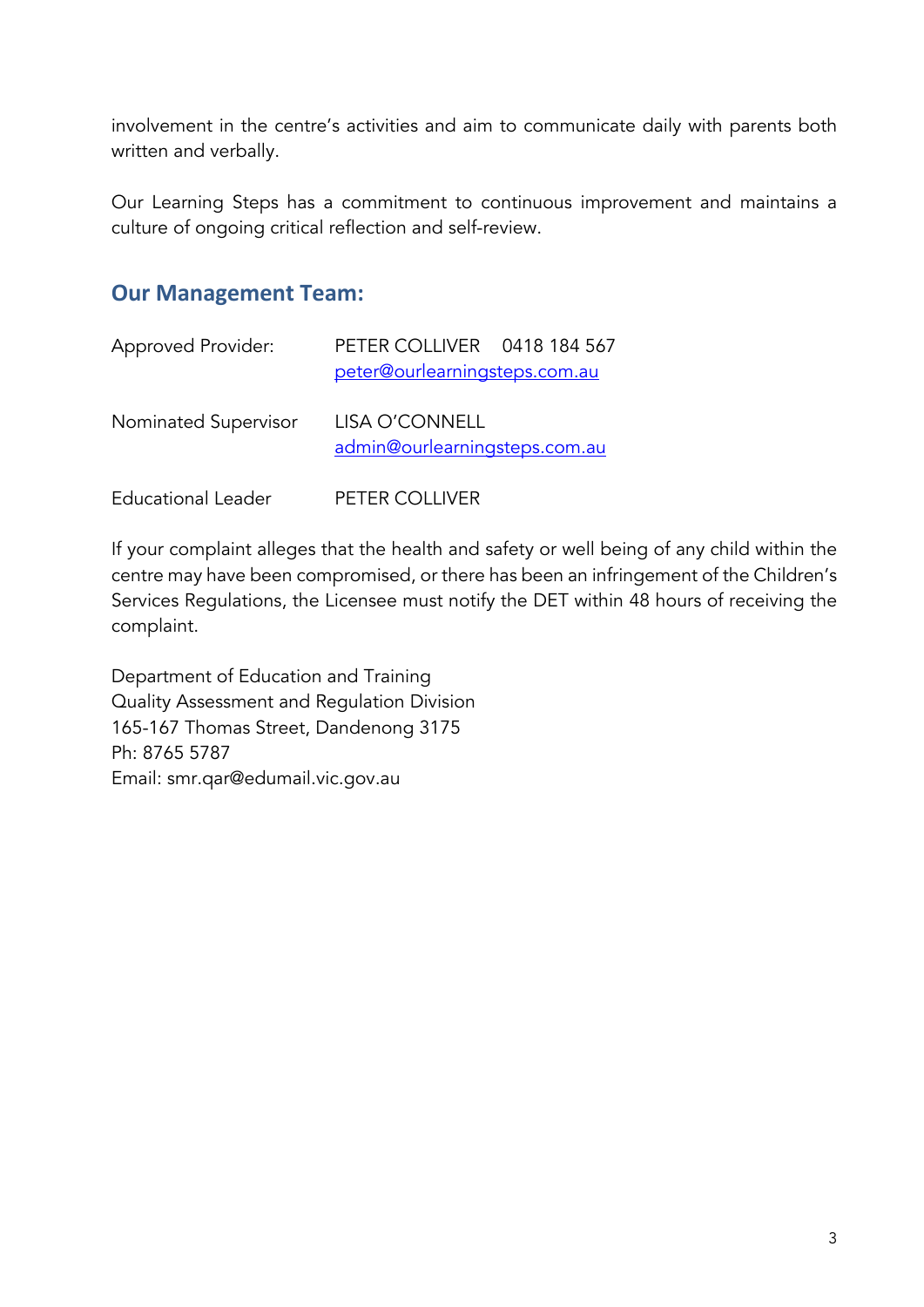involvement in the centre's activities and aim to communicate daily with parents both written and verbally.

Our Learning Steps has a commitment to continuous improvement and maintains a culture of ongoing critical reflection and self-review.

## Our Management Team:

| | |
|---|---|
| Approved Provider: | PETER COLLIVER 0418 184 567<br>peter@ourlearningsteps.com.au |
| Nominated Supervisor | LISA O'CONNELL<br>admin@ourlearningsteps.com.au |
| Educational Leader | PETER COLLIVER |

If your complaint alleges that the health and safety or well being of any child within the centre may have been compromised, or there has been an infringement of the Children's Services Regulations, the Licensee must notify the DET within 48 hours of receiving the complaint.

Department of Education and Training
Quality Assessment and Regulation Division
165-167 Thomas Street, Dandenong 3175
Ph: 8765 5787
Email: smr.qar@edumail.vic.gov.au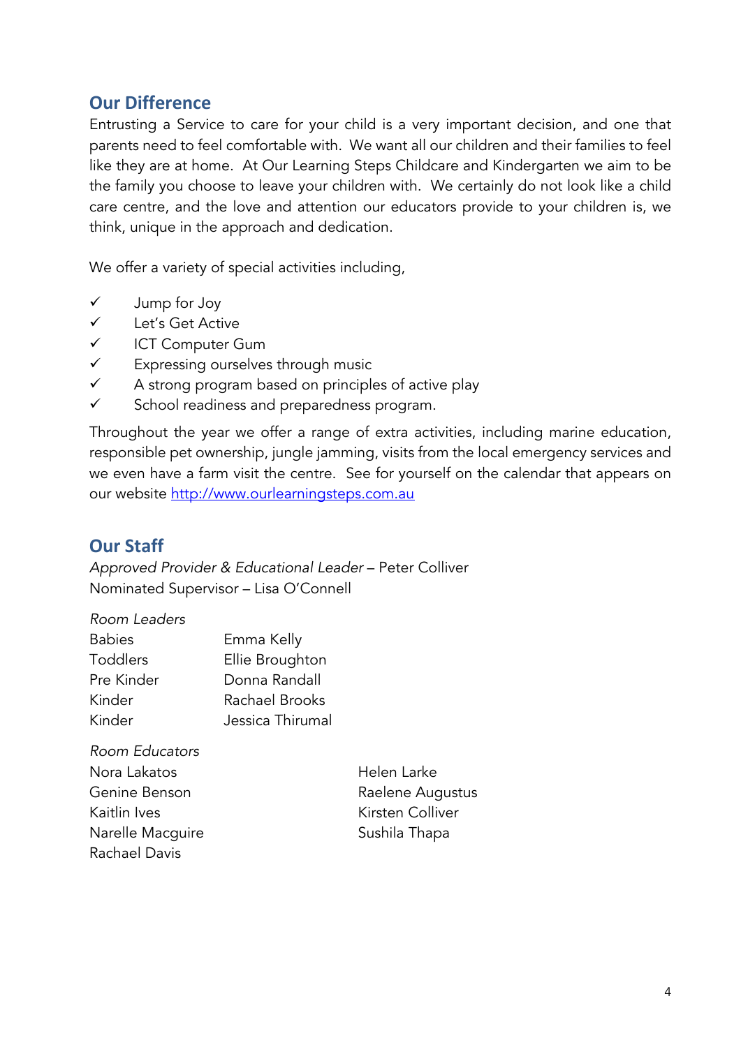## Our Difference

Entrusting a Service to care for your child is a very important decision, and one that parents need to feel comfortable with. We want all our children and their families to feel like they are at home. At Our Learning Steps Childcare and Kindergarten we aim to be the family you choose to leave your children with. We certainly do not look like a child care centre, and the love and attention our educators provide to your children is, we think, unique in the approach and dedication.

We offer a variety of special activities including,

- ✓ Jump for Joy
- ✓ Let's Get Active
- ✓ ICT Computer Gum
- ✓ Expressing ourselves through music
- ✓ A strong program based on principles of active play
- ✓ School readiness and preparedness program.

Throughout the year we offer a range of extra activities, including marine education, responsible pet ownership, jungle jamming, visits from the local emergency services and we even have a farm visit the centre. See for yourself on the calendar that appears on our website http://www.ourlearningsteps.com.au

## Our Staff

*Approved Provider & Educational Leader* – Peter Colliver
Nominated Supervisor – Lisa O'Connell

*Room Leaders*

| | |
|---|---|
| Babies | Emma Kelly |
| Toddlers | Ellie Broughton |
| Pre Kinder | Donna Randall |
| Kinder | Rachael Brooks |
| Kinder | Jessica Thirumal |

*Room Educators*

| | |
|---|---|
| Nora Lakatos | Helen Larke |
| Genine Benson | Raelene Augustus |
| Kaitlin Ives | Kirsten Colliver |
| Narelle Macguire | Sushila Thapa |
| Rachael Davis | |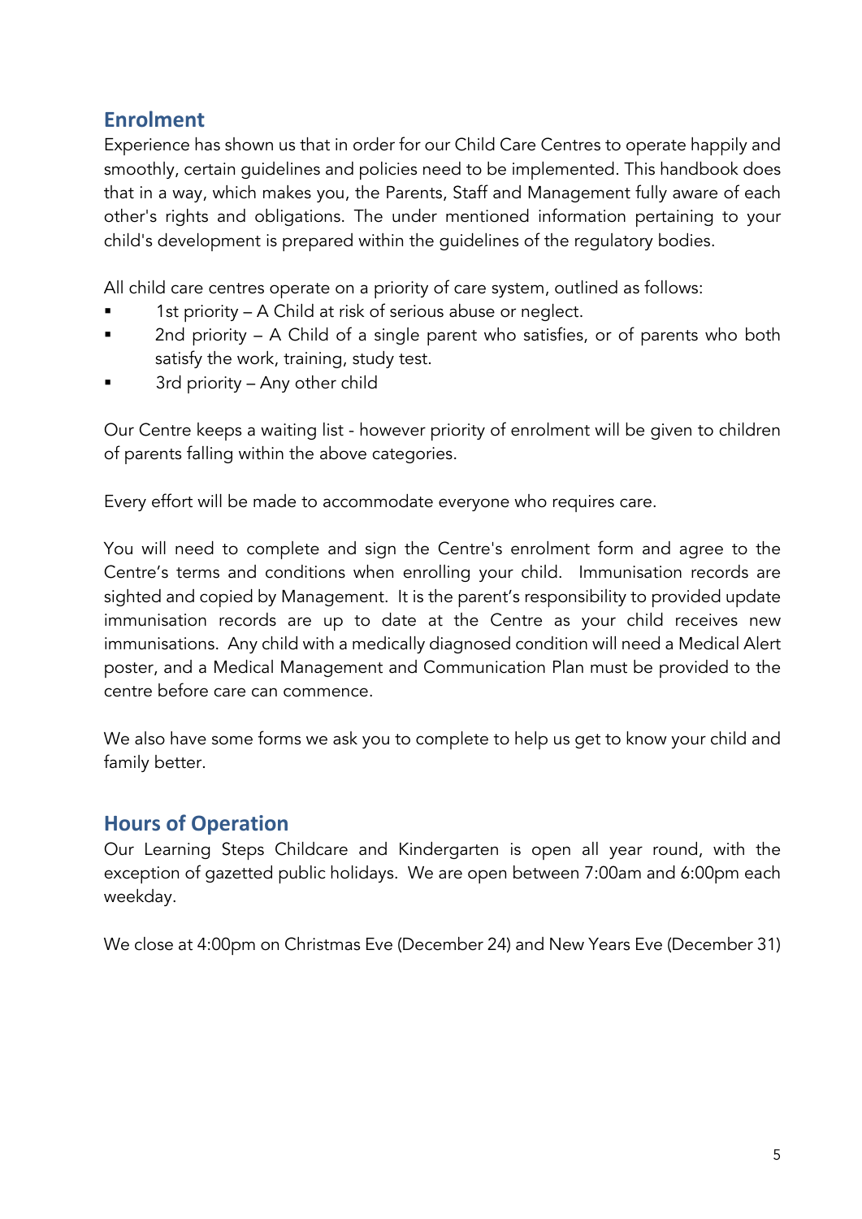## Enrolment

Experience has shown us that in order for our Child Care Centres to operate happily and smoothly, certain guidelines and policies need to be implemented. This handbook does that in a way, which makes you, the Parents, Staff and Management fully aware of each other's rights and obligations. The under mentioned information pertaining to your child's development is prepared within the guidelines of the regulatory bodies.

All child care centres operate on a priority of care system, outlined as follows:

- 1st priority – A Child at risk of serious abuse or neglect.
- 2nd priority – A Child of a single parent who satisfies, or of parents who both satisfy the work, training, study test.
- 3rd priority – Any other child

Our Centre keeps a waiting list - however priority of enrolment will be given to children of parents falling within the above categories.

Every effort will be made to accommodate everyone who requires care.

You will need to complete and sign the Centre's enrolment form and agree to the Centre's terms and conditions when enrolling your child. Immunisation records are sighted and copied by Management. It is the parent's responsibility to provided update immunisation records are up to date at the Centre as your child receives new immunisations. Any child with a medically diagnosed condition will need a Medical Alert poster, and a Medical Management and Communication Plan must be provided to the centre before care can commence.

We also have some forms we ask you to complete to help us get to know your child and family better.

## Hours of Operation

Our Learning Steps Childcare and Kindergarten is open all year round, with the exception of gazetted public holidays. We are open between 7:00am and 6:00pm each weekday.

We close at 4:00pm on Christmas Eve (December 24) and New Years Eve (December 31)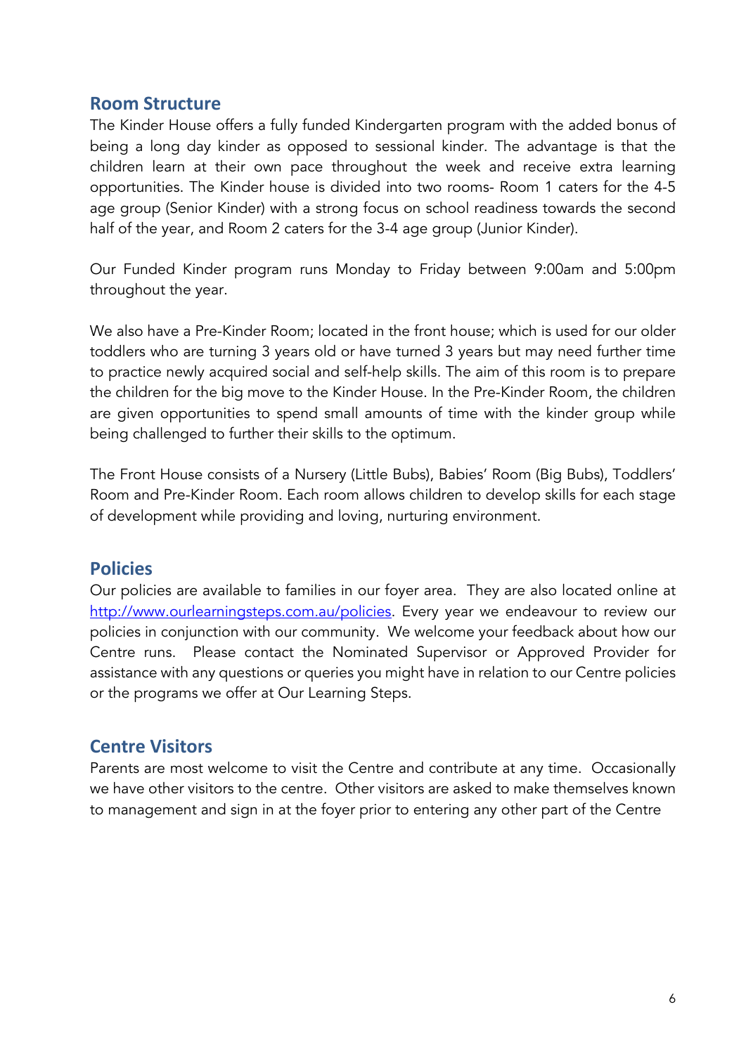## Room Structure

The Kinder House offers a fully funded Kindergarten program with the added bonus of being a long day kinder as opposed to sessional kinder. The advantage is that the children learn at their own pace throughout the week and receive extra learning opportunities. The Kinder house is divided into two rooms- Room 1 caters for the 4-5 age group (Senior Kinder) with a strong focus on school readiness towards the second half of the year, and Room 2 caters for the 3-4 age group (Junior Kinder).

Our Funded Kinder program runs Monday to Friday between 9:00am and 5:00pm throughout the year.

We also have a Pre-Kinder Room; located in the front house; which is used for our older toddlers who are turning 3 years old or have turned 3 years but may need further time to practice newly acquired social and self-help skills. The aim of this room is to prepare the children for the big move to the Kinder House. In the Pre-Kinder Room, the children are given opportunities to spend small amounts of time with the kinder group while being challenged to further their skills to the optimum.

The Front House consists of a Nursery (Little Bubs), Babies' Room (Big Bubs), Toddlers' Room and Pre-Kinder Room. Each room allows children to develop skills for each stage of development while providing and loving, nurturing environment.

## Policies

Our policies are available to families in our foyer area. They are also located online at [http://www.ourlearningsteps.com.au/policies](http://www.ourlearningsteps.com.au/policies). Every year we endeavour to review our policies in conjunction with our community. We welcome your feedback about how our Centre runs. Please contact the Nominated Supervisor or Approved Provider for assistance with any questions or queries you might have in relation to our Centre policies or the programs we offer at Our Learning Steps.

## Centre Visitors

Parents are most welcome to visit the Centre and contribute at any time. Occasionally we have other visitors to the centre. Other visitors are asked to make themselves known to management and sign in at the foyer prior to entering any other part of the Centre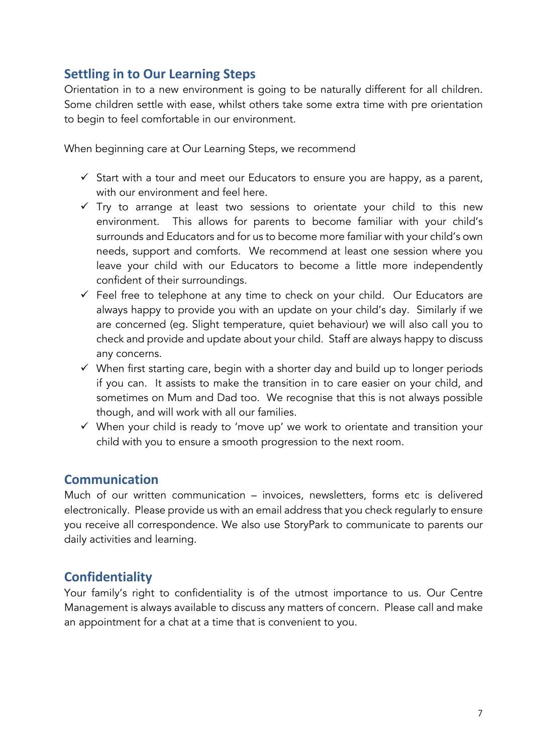## Settling in to Our Learning Steps

Orientation in to a new environment is going to be naturally different for all children. Some children settle with ease, whilst others take some extra time with pre orientation to begin to feel comfortable in our environment.

When beginning care at Our Learning Steps, we recommend

- ✓ Start with a tour and meet our Educators to ensure you are happy, as a parent, with our environment and feel here.
- ✓ Try to arrange at least two sessions to orientate your child to this new environment. This allows for parents to become familiar with your child's surrounds and Educators and for us to become more familiar with your child's own needs, support and comforts. We recommend at least one session where you leave your child with our Educators to become a little more independently confident of their surroundings.
- ✓ Feel free to telephone at any time to check on your child. Our Educators are always happy to provide you with an update on your child's day. Similarly if we are concerned (eg. Slight temperature, quiet behaviour) we will also call you to check and provide and update about your child. Staff are always happy to discuss any concerns.
- ✓ When first starting care, begin with a shorter day and build up to longer periods if you can. It assists to make the transition in to care easier on your child, and sometimes on Mum and Dad too. We recognise that this is not always possible though, and will work with all our families.
- ✓ When your child is ready to 'move up' we work to orientate and transition your child with you to ensure a smooth progression to the next room.

## Communication

Much of our written communication – invoices, newsletters, forms etc is delivered electronically. Please provide us with an email address that you check regularly to ensure you receive all correspondence. We also use StoryPark to communicate to parents our daily activities and learning.

## Confidentiality

Your family's right to confidentiality is of the utmost importance to us. Our Centre Management is always available to discuss any matters of concern. Please call and make an appointment for a chat at a time that is convenient to you.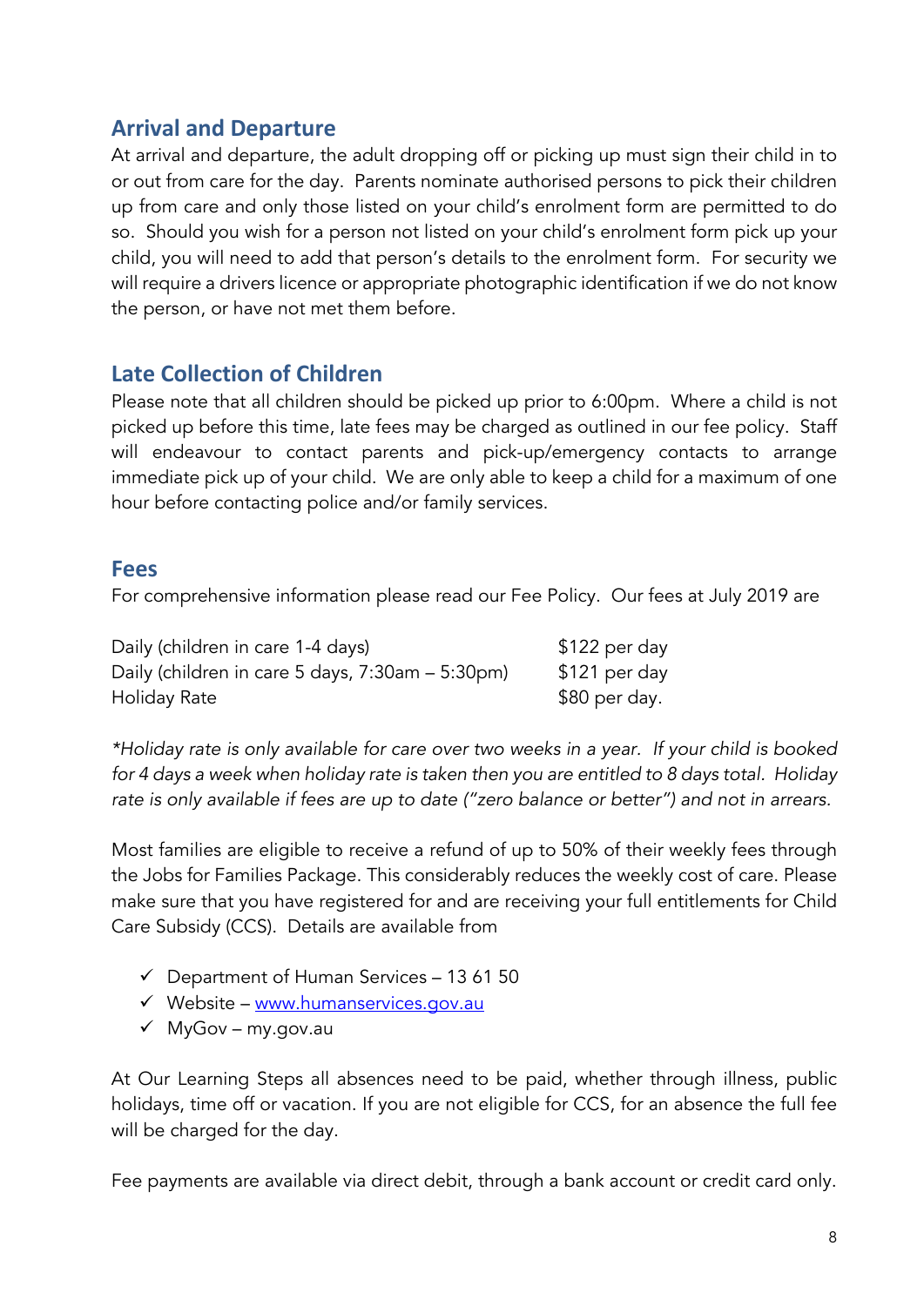## Arrival and Departure

At arrival and departure, the adult dropping off or picking up must sign their child in to or out from care for the day. Parents nominate authorised persons to pick their children up from care and only those listed on your child's enrolment form are permitted to do so. Should you wish for a person not listed on your child's enrolment form pick up your child, you will need to add that person's details to the enrolment form. For security we will require a drivers licence or appropriate photographic identification if we do not know the person, or have not met them before.

## Late Collection of Children

Please note that all children should be picked up prior to 6:00pm. Where a child is not picked up before this time, late fees may be charged as outlined in our fee policy. Staff will endeavour to contact parents and pick-up/emergency contacts to arrange immediate pick up of your child. We are only able to keep a child for a maximum of one hour before contacting police and/or family services.

## Fees

For comprehensive information please read our Fee Policy. Our fees at July 2019 are

| | |
|---|---|
| Daily (children in care 1-4 days) | $122 per day |
| Daily (children in care 5 days, 7:30am – 5:30pm) | $121 per day |
| Holiday Rate | $80 per day. |

*\*Holiday rate is only available for care over two weeks in a year. If your child is booked for 4 days a week when holiday rate is taken then you are entitled to 8 days total. Holiday rate is only available if fees are up to date ("zero balance or better") and not in arrears.*

Most families are eligible to receive a refund of up to 50% of their weekly fees through the Jobs for Families Package. This considerably reduces the weekly cost of care. Please make sure that you have registered for and are receiving your full entitlements for Child Care Subsidy (CCS). Details are available from

- ✓ Department of Human Services – 13 61 50
- ✓ Website – www.humanservices.gov.au
- ✓ MyGov – my.gov.au

At Our Learning Steps all absences need to be paid, whether through illness, public holidays, time off or vacation. If you are not eligible for CCS, for an absence the full fee will be charged for the day.

Fee payments are available via direct debit, through a bank account or credit card only.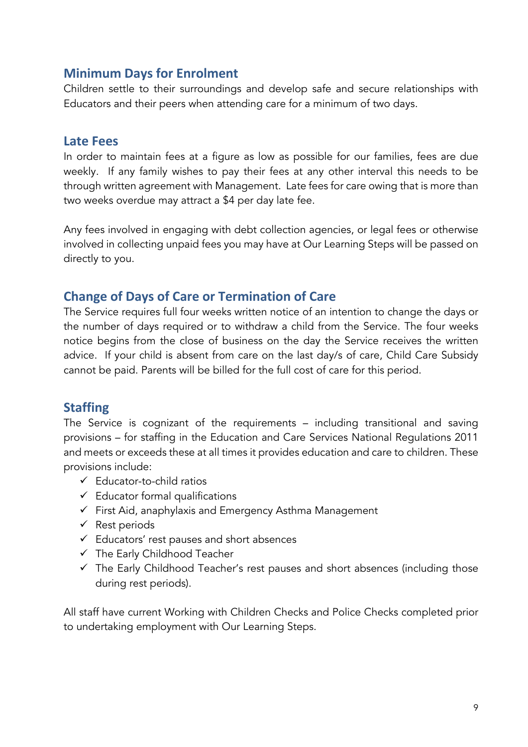## Minimum Days for Enrolment

Children settle to their surroundings and develop safe and secure relationships with Educators and their peers when attending care for a minimum of two days.

## Late Fees

In order to maintain fees at a figure as low as possible for our families, fees are due weekly. If any family wishes to pay their fees at any other interval this needs to be through written agreement with Management. Late fees for care owing that is more than two weeks overdue may attract a $4 per day late fee.

Any fees involved in engaging with debt collection agencies, or legal fees or otherwise involved in collecting unpaid fees you may have at Our Learning Steps will be passed on directly to you.

## Change of Days of Care or Termination of Care

The Service requires full four weeks written notice of an intention to change the days or the number of days required or to withdraw a child from the Service. The four weeks notice begins from the close of business on the day the Service receives the written advice. If your child is absent from care on the last day/s of care, Child Care Subsidy cannot be paid. Parents will be billed for the full cost of care for this period.

## Staffing

The Service is cognizant of the requirements – including transitional and saving provisions – for staffing in the Education and Care Services National Regulations 2011 and meets or exceeds these at all times it provides education and care to children. These provisions include:

- ✓ Educator-to-child ratios
- ✓ Educator formal qualifications
- ✓ First Aid, anaphylaxis and Emergency Asthma Management
- ✓ Rest periods
- ✓ Educators' rest pauses and short absences
- ✓ The Early Childhood Teacher
- ✓ The Early Childhood Teacher's rest pauses and short absences (including those during rest periods).

All staff have current Working with Children Checks and Police Checks completed prior to undertaking employment with Our Learning Steps.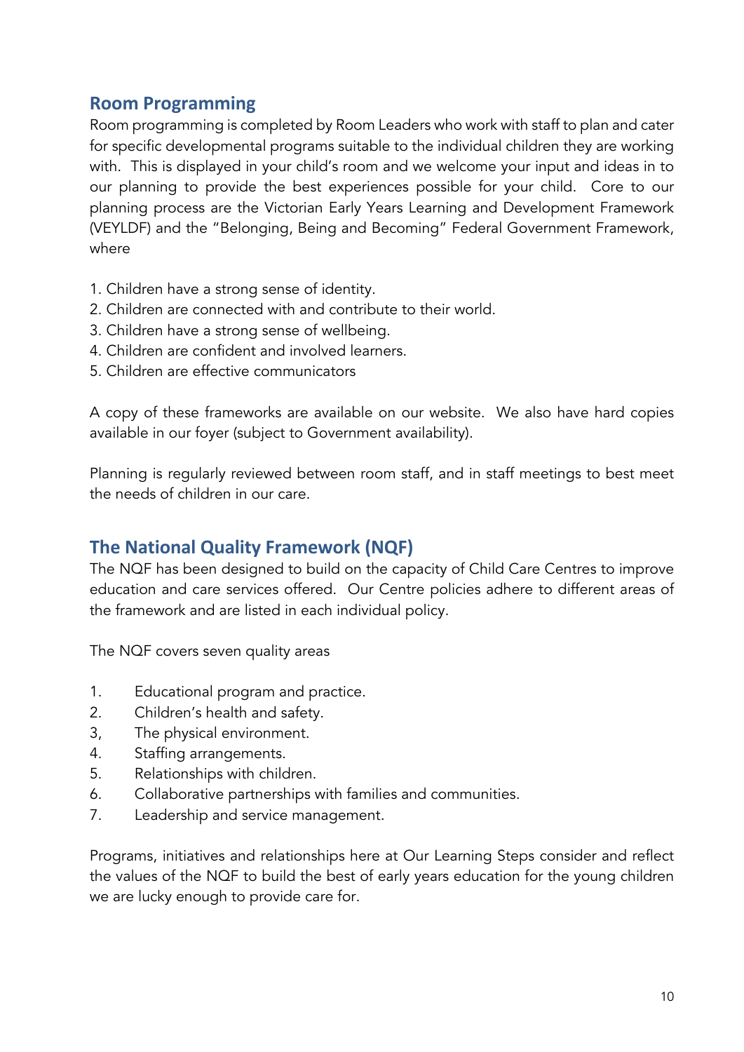## Room Programming

Room programming is completed by Room Leaders who work with staff to plan and cater for specific developmental programs suitable to the individual children they are working with. This is displayed in your child's room and we welcome your input and ideas in to our planning to provide the best experiences possible for your child. Core to our planning process are the Victorian Early Years Learning and Development Framework (VEYLDF) and the "Belonging, Being and Becoming" Federal Government Framework, where

1. Children have a strong sense of identity.
2. Children are connected with and contribute to their world.
3. Children have a strong sense of wellbeing.
4. Children are confident and involved learners.
5. Children are effective communicators

A copy of these frameworks are available on our website. We also have hard copies available in our foyer (subject to Government availability).

Planning is regularly reviewed between room staff, and in staff meetings to best meet the needs of children in our care.

## The National Quality Framework (NQF)

The NQF has been designed to build on the capacity of Child Care Centres to improve education and care services offered. Our Centre policies adhere to different areas of the framework and are listed in each individual policy.

The NQF covers seven quality areas

1. Educational program and practice.
2. Children's health and safety.
3. The physical environment.
4. Staffing arrangements.
5. Relationships with children.
6. Collaborative partnerships with families and communities.
7. Leadership and service management.

Programs, initiatives and relationships here at Our Learning Steps consider and reflect the values of the NQF to build the best of early years education for the young children we are lucky enough to provide care for.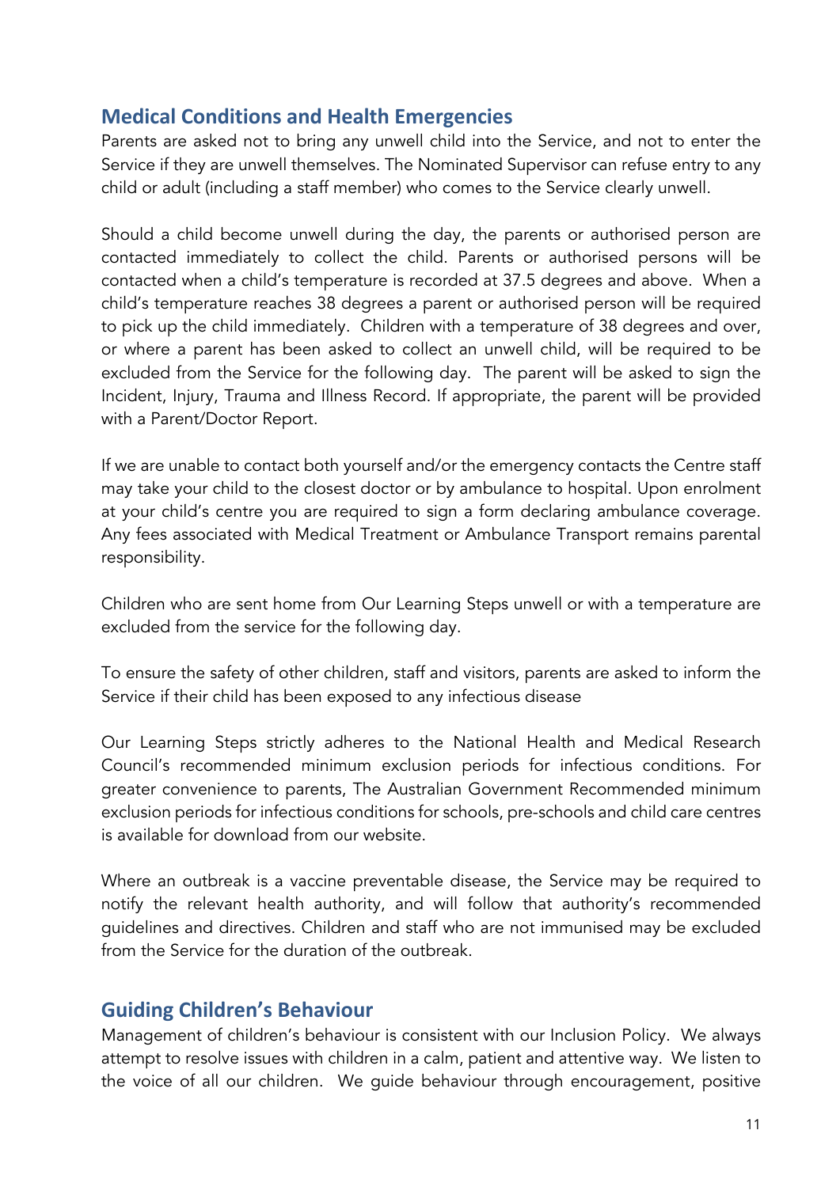## Medical Conditions and Health Emergencies

Parents are asked not to bring any unwell child into the Service, and not to enter the Service if they are unwell themselves. The Nominated Supervisor can refuse entry to any child or adult (including a staff member) who comes to the Service clearly unwell.

Should a child become unwell during the day, the parents or authorised person are contacted immediately to collect the child. Parents or authorised persons will be contacted when a child's temperature is recorded at 37.5 degrees and above. When a child's temperature reaches 38 degrees a parent or authorised person will be required to pick up the child immediately. Children with a temperature of 38 degrees and over, or where a parent has been asked to collect an unwell child, will be required to be excluded from the Service for the following day. The parent will be asked to sign the Incident, Injury, Trauma and Illness Record. If appropriate, the parent will be provided with a Parent/Doctor Report.

If we are unable to contact both yourself and/or the emergency contacts the Centre staff may take your child to the closest doctor or by ambulance to hospital. Upon enrolment at your child's centre you are required to sign a form declaring ambulance coverage. Any fees associated with Medical Treatment or Ambulance Transport remains parental responsibility.

Children who are sent home from Our Learning Steps unwell or with a temperature are excluded from the service for the following day.

To ensure the safety of other children, staff and visitors, parents are asked to inform the Service if their child has been exposed to any infectious disease

Our Learning Steps strictly adheres to the National Health and Medical Research Council's recommended minimum exclusion periods for infectious conditions. For greater convenience to parents, The Australian Government Recommended minimum exclusion periods for infectious conditions for schools, pre-schools and child care centres is available for download from our website.

Where an outbreak is a vaccine preventable disease, the Service may be required to notify the relevant health authority, and will follow that authority's recommended guidelines and directives. Children and staff who are not immunised may be excluded from the Service for the duration of the outbreak.

## Guiding Children's Behaviour

Management of children's behaviour is consistent with our Inclusion Policy. We always attempt to resolve issues with children in a calm, patient and attentive way. We listen to the voice of all our children. We guide behaviour through encouragement, positive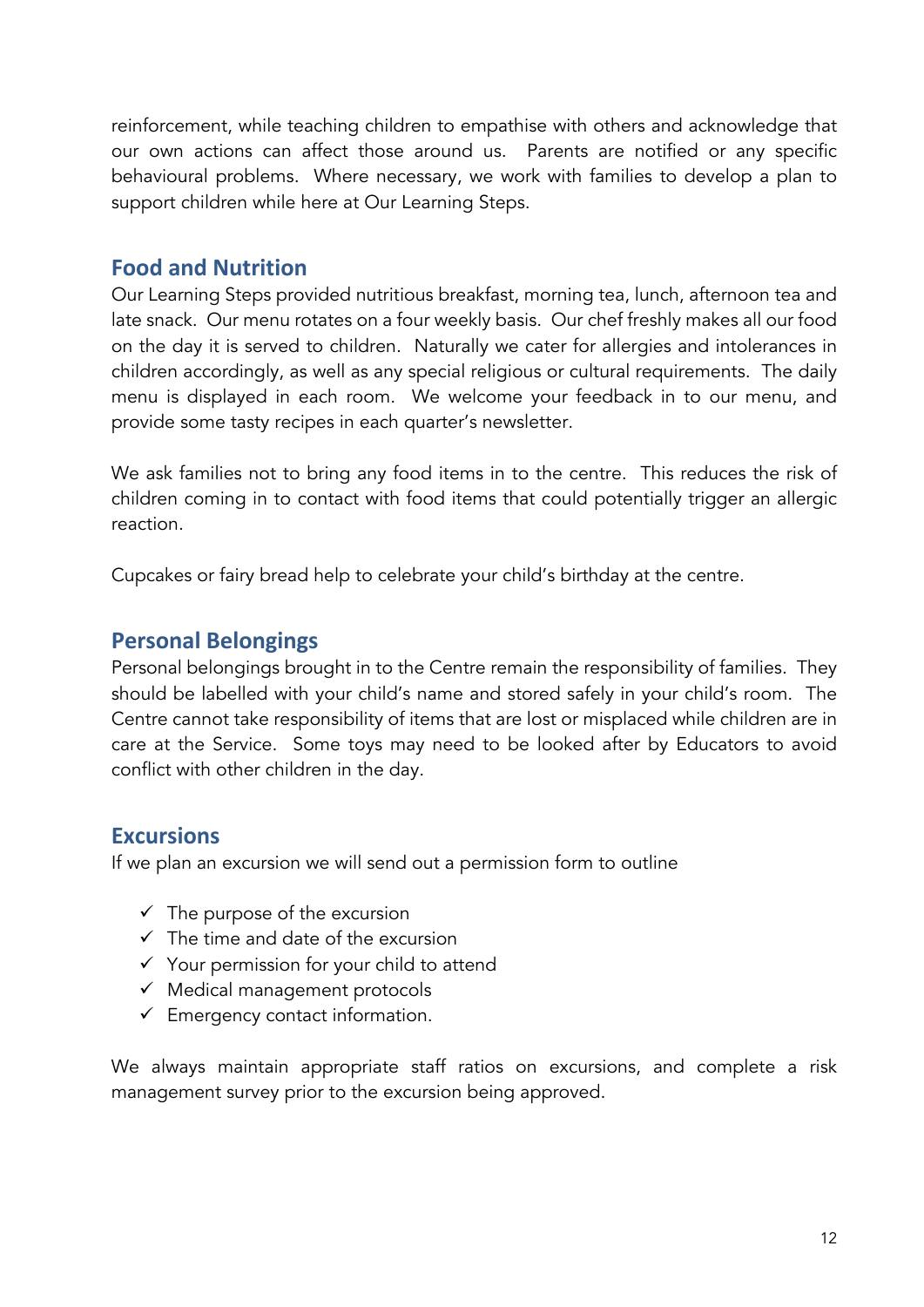reinforcement, while teaching children to empathise with others and acknowledge that our own actions can affect those around us. Parents are notified or any specific behavioural problems. Where necessary, we work with families to develop a plan to support children while here at Our Learning Steps.

## Food and Nutrition

Our Learning Steps provided nutritious breakfast, morning tea, lunch, afternoon tea and late snack. Our menu rotates on a four weekly basis. Our chef freshly makes all our food on the day it is served to children. Naturally we cater for allergies and intolerances in children accordingly, as well as any special religious or cultural requirements. The daily menu is displayed in each room. We welcome your feedback in to our menu, and provide some tasty recipes in each quarter's newsletter.

We ask families not to bring any food items in to the centre. This reduces the risk of children coming in to contact with food items that could potentially trigger an allergic reaction.

Cupcakes or fairy bread help to celebrate your child's birthday at the centre.

## Personal Belongings

Personal belongings brought in to the Centre remain the responsibility of families. They should be labelled with your child's name and stored safely in your child's room. The Centre cannot take responsibility of items that are lost or misplaced while children are in care at the Service. Some toys may need to be looked after by Educators to avoid conflict with other children in the day.

## Excursions

If we plan an excursion we will send out a permission form to outline

- ✓ The purpose of the excursion
- ✓ The time and date of the excursion
- ✓ Your permission for your child to attend
- ✓ Medical management protocols
- ✓ Emergency contact information.

We always maintain appropriate staff ratios on excursions, and complete a risk management survey prior to the excursion being approved.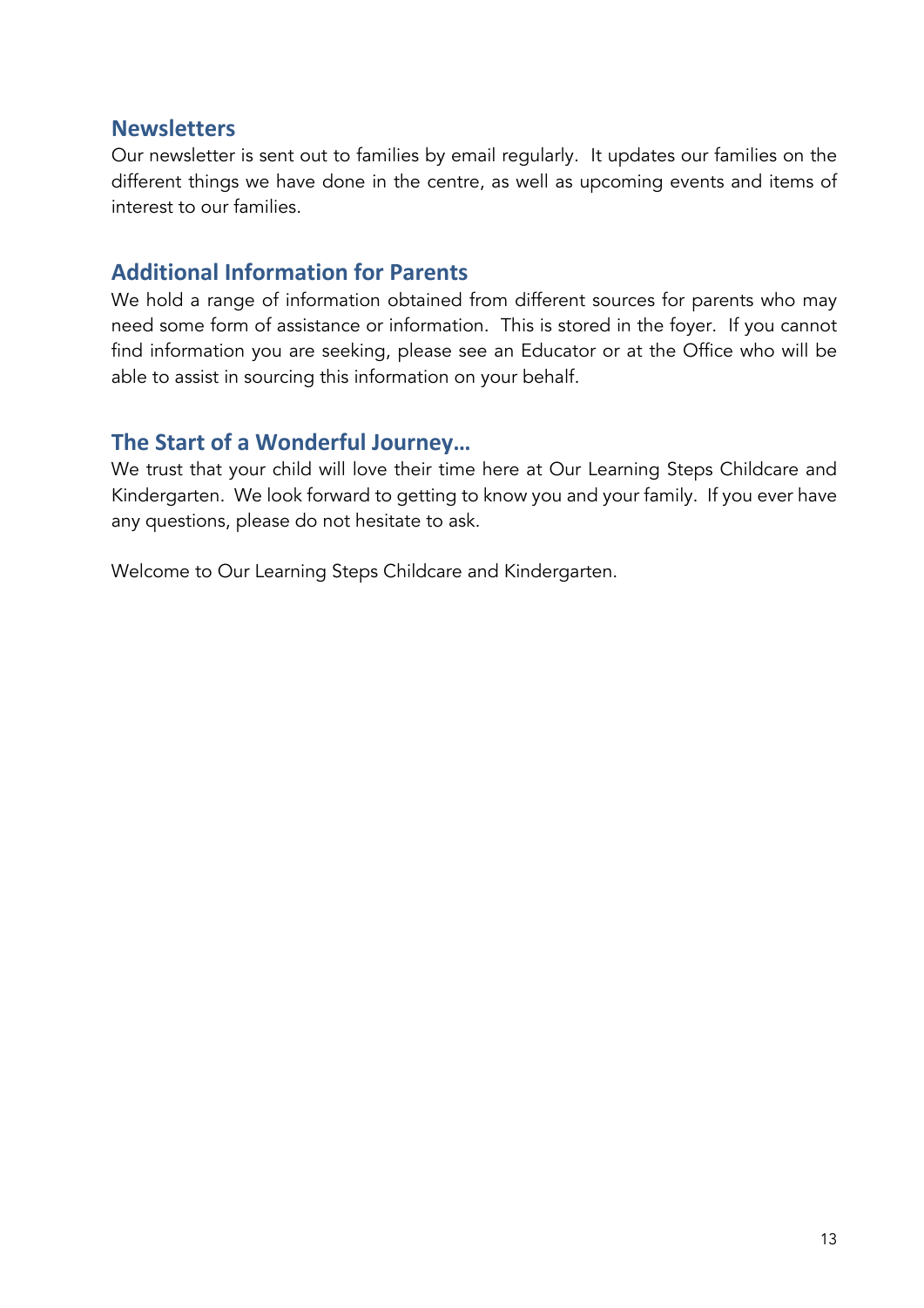## Newsletters

Our newsletter is sent out to families by email regularly. It updates our families on the different things we have done in the centre, as well as upcoming events and items of interest to our families.

## Additional Information for Parents

We hold a range of information obtained from different sources for parents who may need some form of assistance or information. This is stored in the foyer. If you cannot find information you are seeking, please see an Educator or at the Office who will be able to assist in sourcing this information on your behalf.

## The Start of a Wonderful Journey…

We trust that your child will love their time here at Our Learning Steps Childcare and Kindergarten. We look forward to getting to know you and your family. If you ever have any questions, please do not hesitate to ask.

Welcome to Our Learning Steps Childcare and Kindergarten.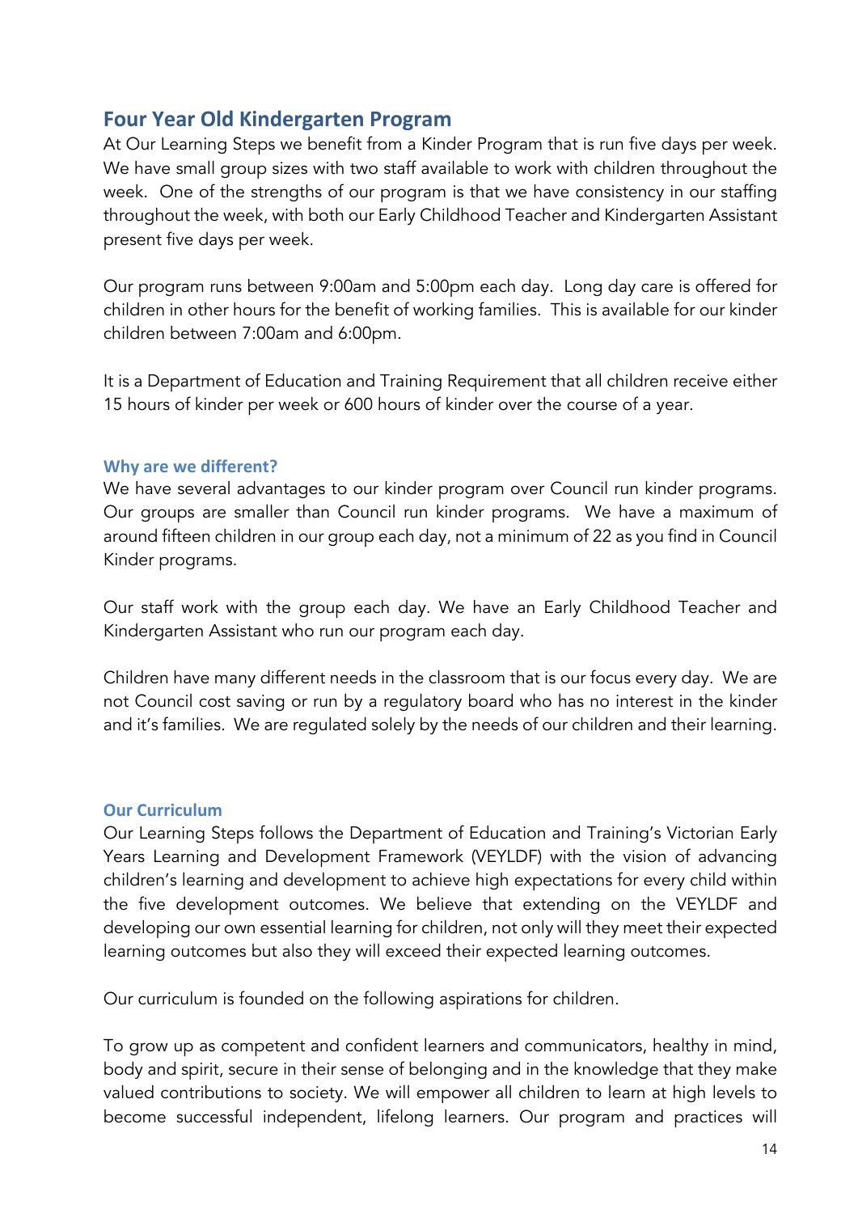## Four Year Old Kindergarten Program

At Our Learning Steps we benefit from a Kinder Program that is run five days per week. We have small group sizes with two staff available to work with children throughout the week. One of the strengths of our program is that we have consistency in our staffing throughout the week, with both our Early Childhood Teacher and Kindergarten Assistant present five days per week.

Our program runs between 9:00am and 5:00pm each day. Long day care is offered for children in other hours for the benefit of working families. This is available for our kinder children between 7:00am and 6:00pm.

It is a Department of Education and Training Requirement that all children receive either 15 hours of kinder per week or 600 hours of kinder over the course of a year.

### Why are we different?

We have several advantages to our kinder program over Council run kinder programs. Our groups are smaller than Council run kinder programs. We have a maximum of around fifteen children in our group each day, not a minimum of 22 as you find in Council Kinder programs.

Our staff work with the group each day. We have an Early Childhood Teacher and Kindergarten Assistant who run our program each day.

Children have many different needs in the classroom that is our focus every day. We are not Council cost saving or run by a regulatory board who has no interest in the kinder and it's families. We are regulated solely by the needs of our children and their learning.

### Our Curriculum

Our Learning Steps follows the Department of Education and Training's Victorian Early Years Learning and Development Framework (VEYLDF) with the vision of advancing children's learning and development to achieve high expectations for every child within the five development outcomes. We believe that extending on the VEYLDF and developing our own essential learning for children, not only will they meet their expected learning outcomes but also they will exceed their expected learning outcomes.

Our curriculum is founded on the following aspirations for children.

To grow up as competent and confident learners and communicators, healthy in mind, body and spirit, secure in their sense of belonging and in the knowledge that they make valued contributions to society. We will empower all children to learn at high levels to become successful independent, lifelong learners. Our program and practices will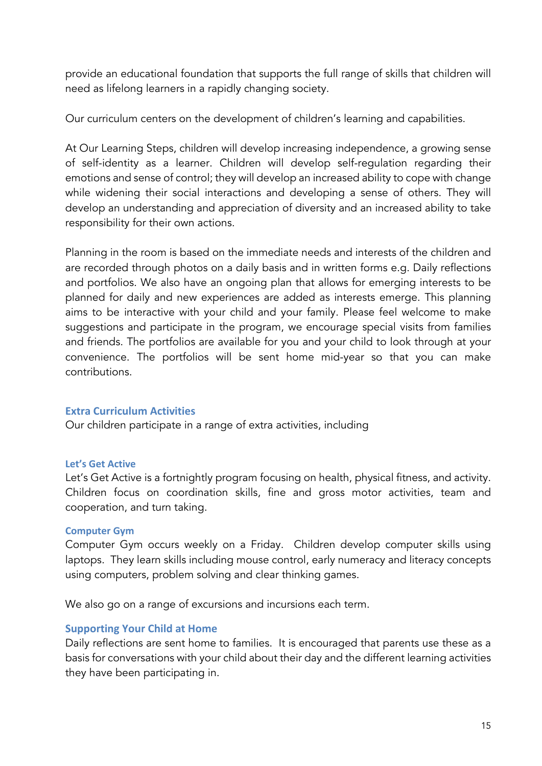provide an educational foundation that supports the full range of skills that children will need as lifelong learners in a rapidly changing society.

Our curriculum centers on the development of children's learning and capabilities.

At Our Learning Steps, children will develop increasing independence, a growing sense of self-identity as a learner. Children will develop self-regulation regarding their emotions and sense of control; they will develop an increased ability to cope with change while widening their social interactions and developing a sense of others. They will develop an understanding and appreciation of diversity and an increased ability to take responsibility for their own actions.

Planning in the room is based on the immediate needs and interests of the children and are recorded through photos on a daily basis and in written forms e.g. Daily reflections and portfolios. We also have an ongoing plan that allows for emerging interests to be planned for daily and new experiences are added as interests emerge. This planning aims to be interactive with your child and your family. Please feel welcome to make suggestions and participate in the program, we encourage special visits from families and friends. The portfolios are available for you and your child to look through at your convenience. The portfolios will be sent home mid-year so that you can make contributions.

## Extra Curriculum Activities

Our children participate in a range of extra activities, including

### Let's Get Active

Let's Get Active is a fortnightly program focusing on health, physical fitness, and activity. Children focus on coordination skills, fine and gross motor activities, team and cooperation, and turn taking.

### Computer Gym

Computer Gym occurs weekly on a Friday. Children develop computer skills using laptops. They learn skills including mouse control, early numeracy and literacy concepts using computers, problem solving and clear thinking games.

We also go on a range of excursions and incursions each term.

## Supporting Your Child at Home

Daily reflections are sent home to families. It is encouraged that parents use these as a basis for conversations with your child about their day and the different learning activities they have been participating in.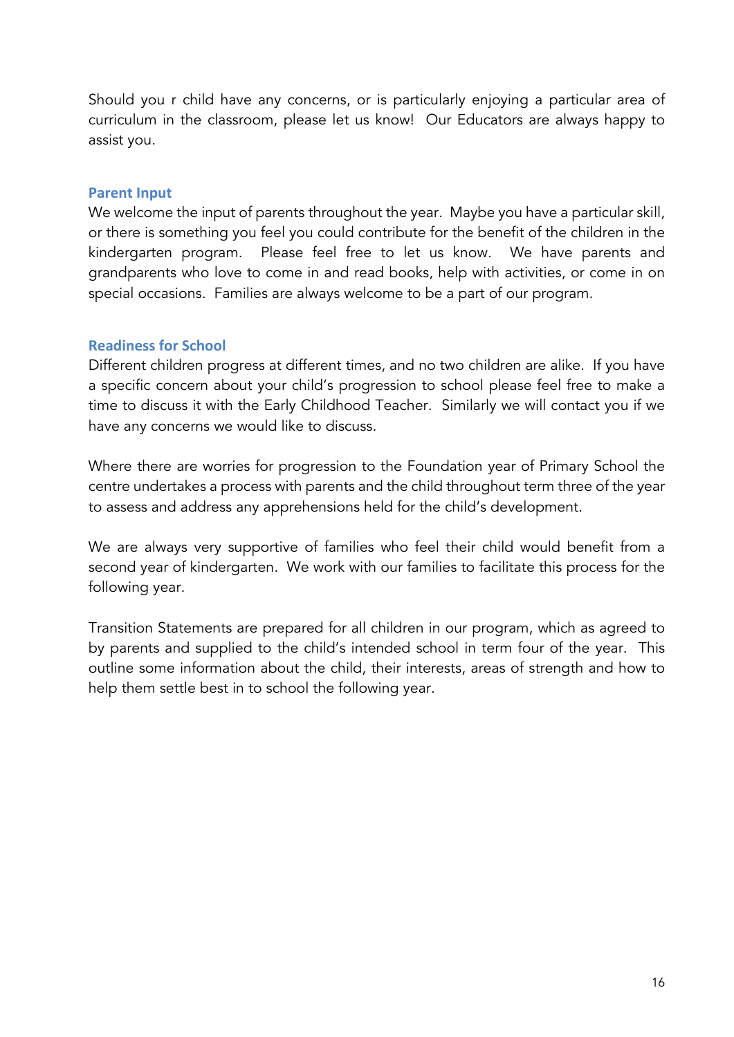Should you r child have any concerns, or is particularly enjoying a particular area of curriculum in the classroom, please let us know! Our Educators are always happy to assist you.

### Parent Input

We welcome the input of parents throughout the year. Maybe you have a particular skill, or there is something you feel you could contribute for the benefit of the children in the kindergarten program. Please feel free to let us know. We have parents and grandparents who love to come in and read books, help with activities, or come in on special occasions. Families are always welcome to be a part of our program.

### Readiness for School

Different children progress at different times, and no two children are alike. If you have a specific concern about your child's progression to school please feel free to make a time to discuss it with the Early Childhood Teacher. Similarly we will contact you if we have any concerns we would like to discuss.

Where there are worries for progression to the Foundation year of Primary School the centre undertakes a process with parents and the child throughout term three of the year to assess and address any apprehensions held for the child's development.

We are always very supportive of families who feel their child would benefit from a second year of kindergarten. We work with our families to facilitate this process for the following year.

Transition Statements are prepared for all children in our program, which as agreed to by parents and supplied to the child's intended school in term four of the year. This outline some information about the child, their interests, areas of strength and how to help them settle best in to school the following year.